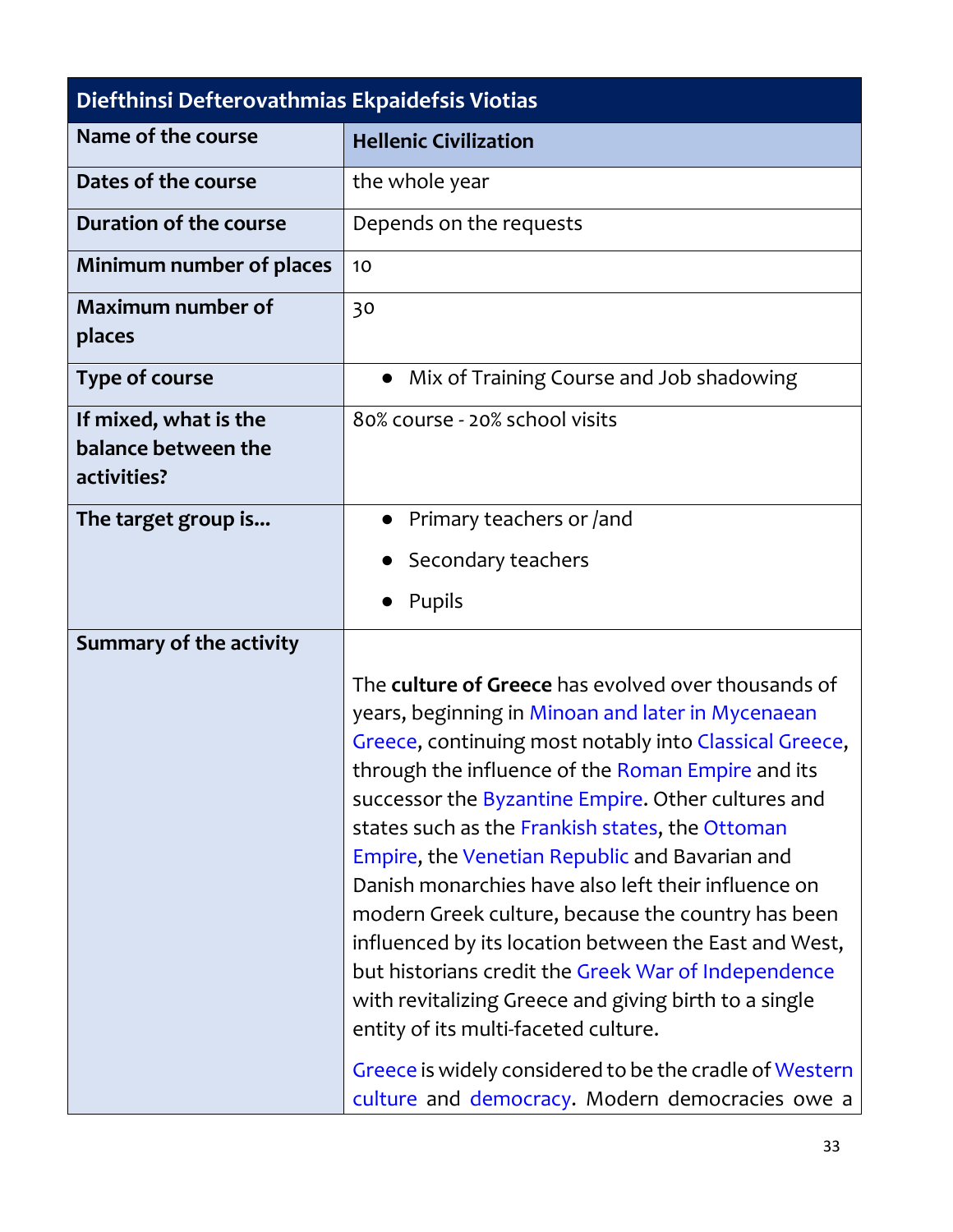| Diefthinsi Defterovathmias Ekpaidefsis Viotias | |
|---|---|
| **Name of the course** | **Hellenic Civilization** |
| **Dates of the course** | the whole year |
| **Duration of the course** | Depends on the requests |
| **Minimum number of places** | 10 |
| **Maximum number of places** | 30 |
| **Type of course** | • Mix of Training Course and Job shadowing |
| **If mixed, what is the balance between the activities?** | 80% course - 20% school visits |
| **The target group is...** | • Primary teachers or /and<br>• Secondary teachers<br>• Pupils |
| **Summary of the activity** | The **culture of Greece** has evolved over thousands of years, beginning in Minoan and later in Mycenaean Greece, continuing most notably into Classical Greece, through the influence of the Roman Empire and its successor the Byzantine Empire. Other cultures and states such as the Frankish states, the Ottoman Empire, the Venetian Republic and Bavarian and Danish monarchies have also left their influence on modern Greek culture, because the country has been influenced by its location between the East and West, but historians credit the Greek War of Independence with revitalizing Greece and giving birth to a single entity of its multi-faceted culture.<br><br>Greece is widely considered to be the cradle of Western culture and democracy. Modern democracies owe a |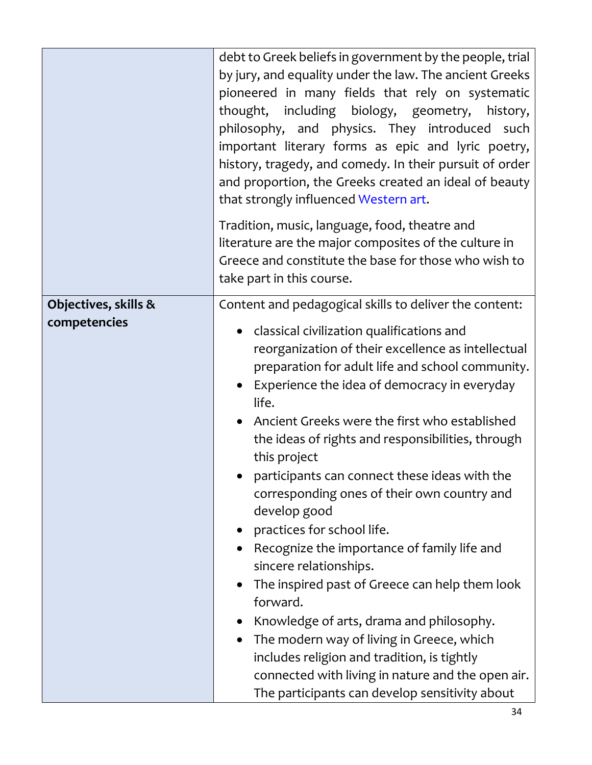|  |  |
|---|---|
|  | debt to Greek beliefs in government by the people, trial by jury, and equality under the law. The ancient Greeks pioneered in many fields that rely on systematic thought, including biology, geometry, history, philosophy, and physics. They introduced such important literary forms as epic and lyric poetry, history, tragedy, and comedy. In their pursuit of order and proportion, the Greeks created an ideal of beauty that strongly influenced Western art.<br><br>Tradition, music, language, food, theatre and literature are the major composites of the culture in Greece and constitute the base for those who wish to take part in this course. |
| **Objectives, skills & competencies** | Content and pedagogical skills to deliver the content:<br><br>• classical civilization qualifications and reorganization of their excellence as intellectual preparation for adult life and school community.<br>• Experience the idea of democracy in everyday life.<br>• Ancient Greeks were the first who established the ideas of rights and responsibilities, through this project<br>• participants can connect these ideas with the corresponding ones of their own country and develop good<br>• practices for school life.<br>• Recognize the importance of family life and sincere relationships.<br>• The inspired past of Greece can help them look forward.<br>• Knowledge of arts, drama and philosophy.<br>• The modern way of living in Greece, which includes religion and tradition, is tightly connected with living in nature and the open air. The participants can develop sensitivity about |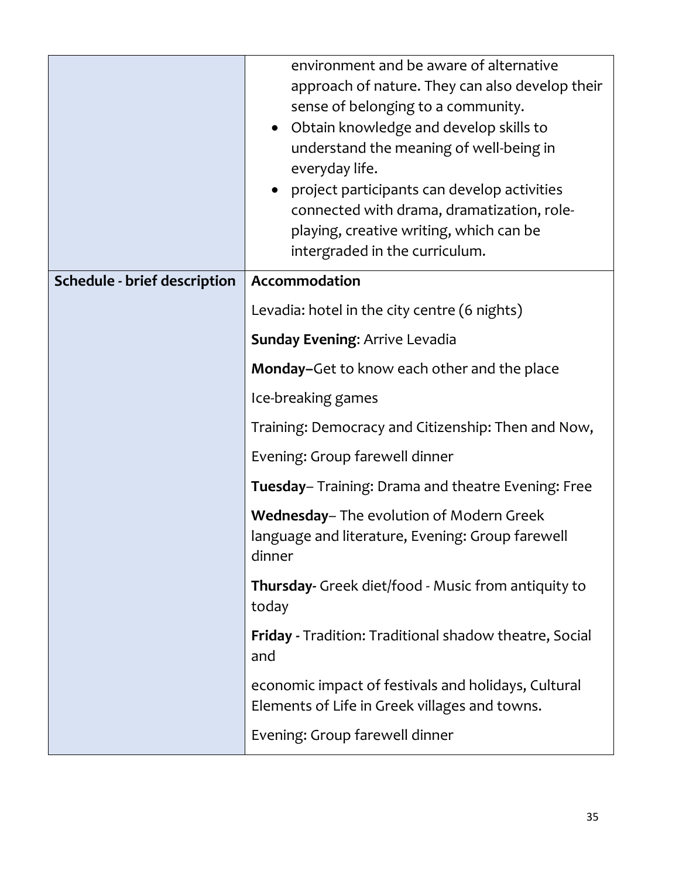| | |
|---|---|
| | environment and be aware of alternative approach of nature. They can also develop their sense of belonging to a community.<br>• Obtain knowledge and develop skills to understand the meaning of well-being in everyday life.<br>• project participants can develop activities connected with drama, dramatization, role-playing, creative writing, which can be intergraded in the curriculum. |
| **Schedule - brief description** | **Accommodation**<br><br>Levadia: hotel in the city centre (6 nights)<br><br>**Sunday Evening**: Arrive Levadia<br><br>**Monday–**Get to know each other and the place<br><br>Ice-breaking games<br><br>Training: Democracy and Citizenship: Then and Now,<br><br>Evening: Group farewell dinner<br><br>**Tuesday**– Training: Drama and theatre Evening: Free<br><br>**Wednesday**– The evolution of Modern Greek language and literature, Evening: Group farewell dinner<br><br>**Thursday**- Greek diet/food - Music from antiquity to today<br><br>**Friday** - Tradition: Traditional shadow theatre, Social and<br><br>economic impact of festivals and holidays, Cultural Elements of Life in Greek villages and towns.<br><br>Evening: Group farewell dinner |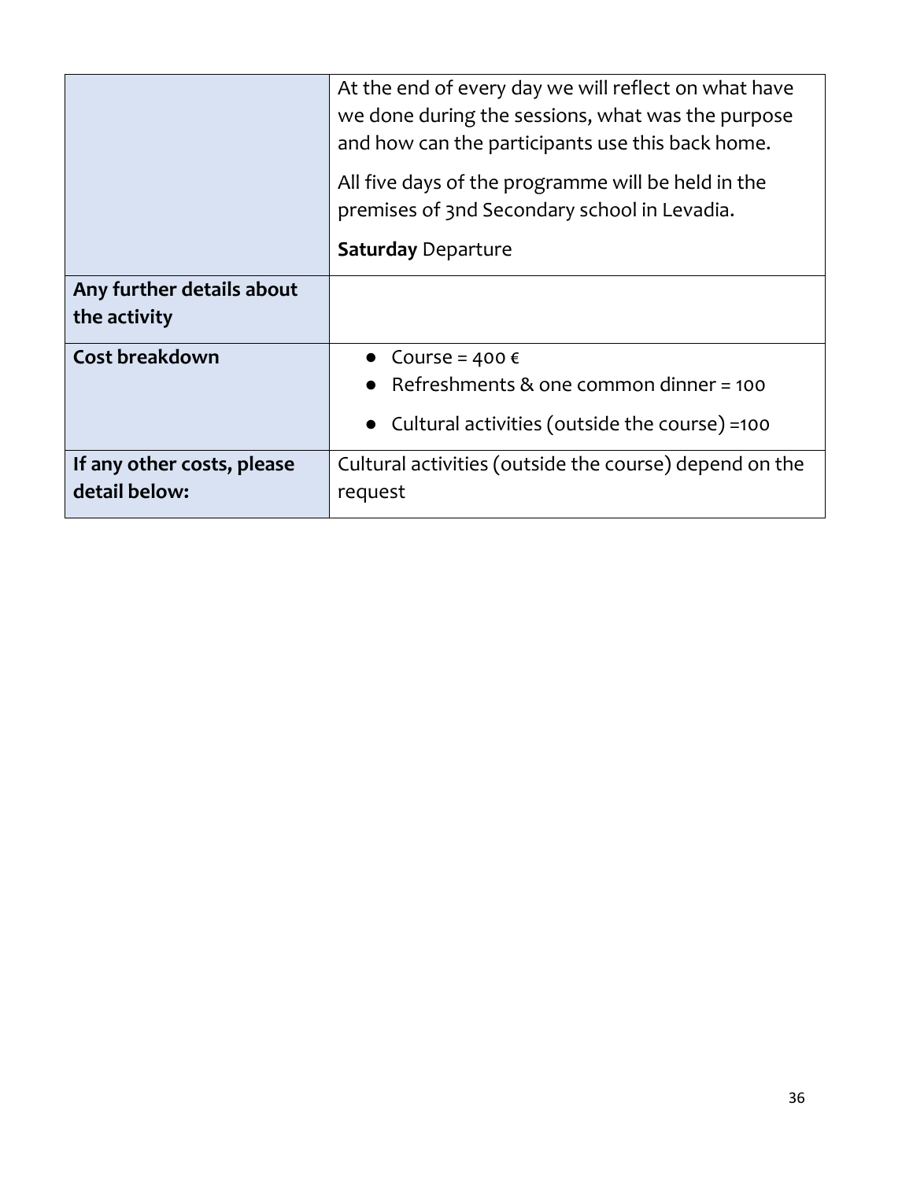| | |
|---|---|
| | At the end of every day we will reflect on what have we done during the sessions, what was the purpose and how can the participants use this back home.<br><br>All five days of the programme will be held in the premises of 3nd Secondary school in Levadia.<br><br>**Saturday** Departure |
| **Any further details about the activity** | |
| **Cost breakdown** | • Course = 400 €<br>• Refreshments & one common dinner = 100<br>• Cultural activities (outside the course) =100 |
| **If any other costs, please detail below:** | Cultural activities (outside the course) depend on the request |